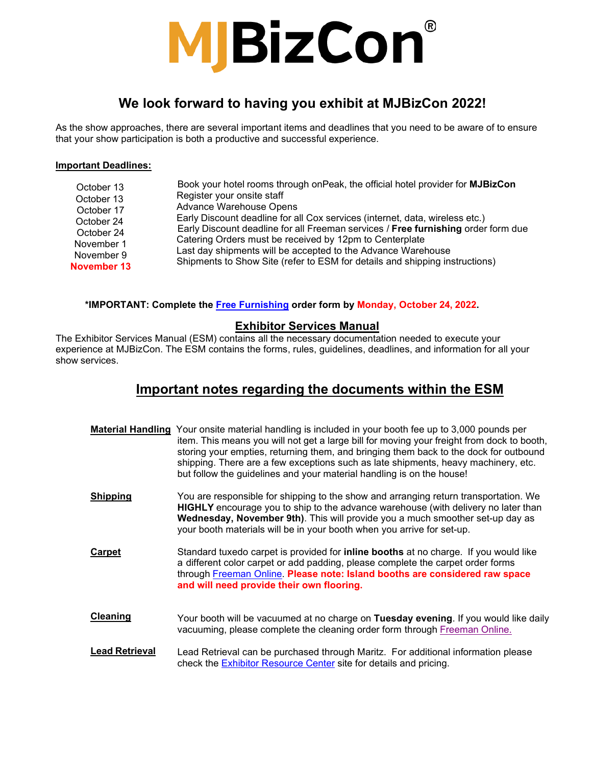# MJBizCon®

## We look forward to having you exhibit at MJBizCon 2022!

As the show approaches, there are several important items and deadlines that you need to be aware of to ensure that your show participation is both a productive and successful experience.

**Important Deadlines:**

| | |
|---|---|
| October 13 | Book your hotel rooms through onPeak, the official hotel provider for **MJBizCon** |
| October 13 | Register your onsite staff |
| October 17 | Advance Warehouse Opens |
| October 24 | Early Discount deadline for all Cox services (internet, data, wireless etc.) |
| October 24 | Early Discount deadline for all Freeman services / **Free furnishing** order form due |
| November 1 | Catering Orders must be received by 12pm to Centerplate |
| November 9 | Last day shipments will be accepted to the Advance Warehouse |
| **November 13** | Shipments to Show Site (refer to ESM for details and shipping instructions) |

**\*IMPORTANT: Complete the Free Furnishing order form by Monday, October 24, 2022.**

## Exhibitor Services Manual

The Exhibitor Services Manual (ESM) contains all the necessary documentation needed to execute your experience at MJBizCon. The ESM contains the forms, rules, guidelines, deadlines, and information for all your show services.

## Important notes regarding the documents within the ESM

**Material Handling** Your onsite material handling is included in your booth fee up to 3,000 pounds per item. This means you will not get a large bill for moving your freight from dock to booth, storing your empties, returning them, and bringing them back to the dock for outbound shipping. There are a few exceptions such as late shipments, heavy machinery, etc. but follow the guidelines and your material handling is on the house!

**Shipping** You are responsible for shipping to the show and arranging return transportation. We **HIGHLY** encourage you to ship to the advance warehouse (with delivery no later than **Wednesday, November 9th)**. This will provide you a much smoother set-up day as your booth materials will be in your booth when you arrive for set-up.

**Carpet** Standard tuxedo carpet is provided for **inline booths** at no charge. If you would like a different color carpet or add padding, please complete the carpet order forms through Freeman Online. **Please note: Island booths are considered raw space and will need provide their own flooring.**

**Cleaning** Your booth will be vacuumed at no charge on **Tuesday evening**. If you would like daily vacuuming, please complete the cleaning order form through Freeman Online.

**Lead Retrieval** Lead Retrieval can be purchased through Maritz. For additional information please check the Exhibitor Resource Center site for details and pricing.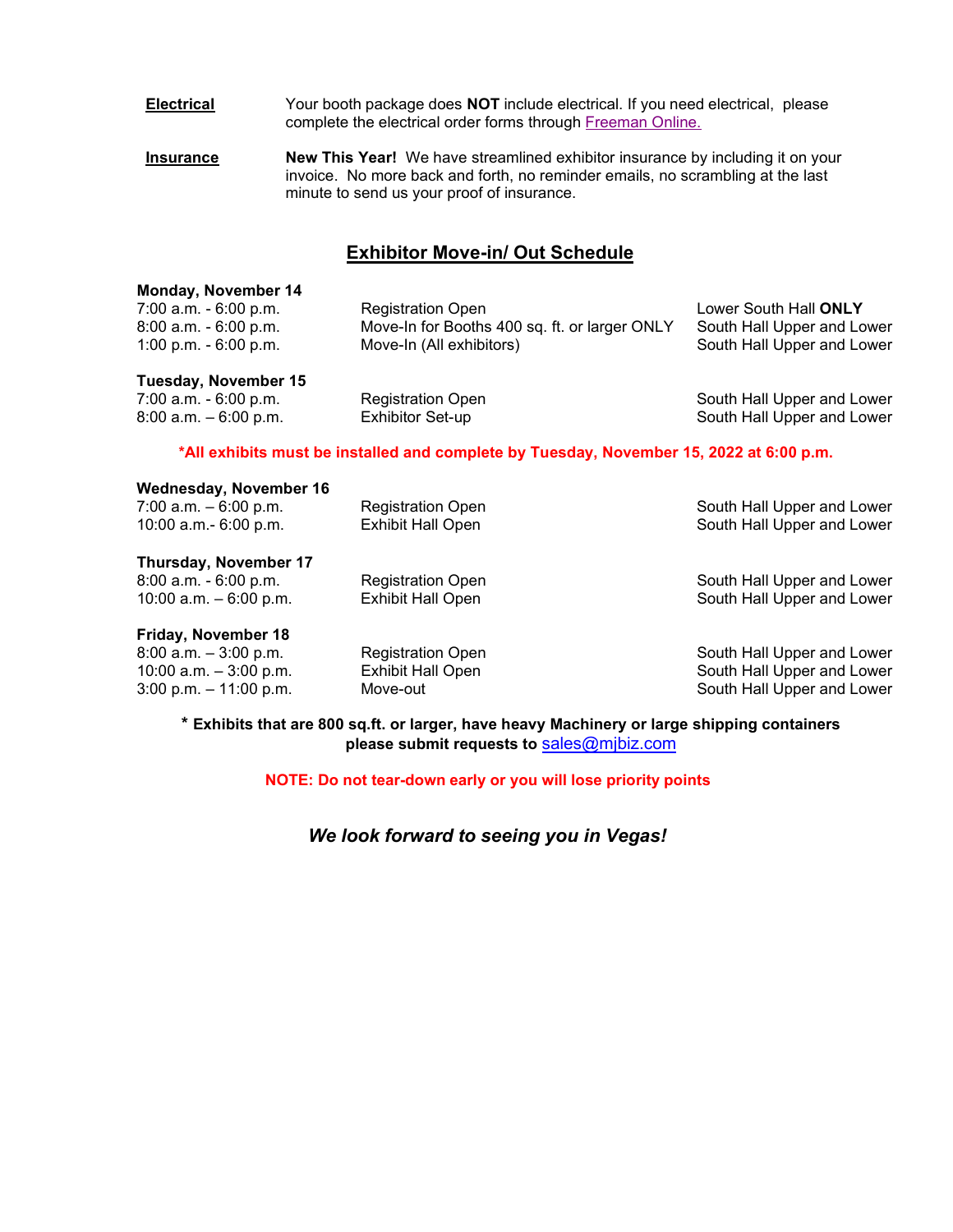**Electrical** Your booth package does **NOT** include electrical. If you need electrical, please complete the electrical order forms through [Freeman Online.]()

**Insurance** **New This Year!** We have streamlined exhibitor insurance by including it on your invoice. No more back and forth, no reminder emails, no scrambling at the last minute to send us your proof of insurance.

## Exhibitor Move-in/ Out Schedule

**Monday, November 14**

| | | |
|---|---|---|
| 7:00 a.m. - 6:00 p.m. | Registration Open | Lower South Hall **ONLY** |
| 8:00 a.m. - 6:00 p.m. | Move-In for Booths 400 sq. ft. or larger ONLY | South Hall Upper and Lower |
| 1:00 p.m. - 6:00 p.m. | Move-In (All exhibitors) | South Hall Upper and Lower |

**Tuesday, November 15**

| | | |
|---|---|---|
| 7:00 a.m. - 6:00 p.m. | Registration Open | South Hall Upper and Lower |
| 8:00 a.m. – 6:00 p.m. | Exhibitor Set-up | South Hall Upper and Lower |

**\*All exhibits must be installed and complete by Tuesday, November 15, 2022 at 6:00 p.m.**

**Wednesday, November 16**

| | | |
|---|---|---|
| 7:00 a.m. – 6:00 p.m. | Registration Open | South Hall Upper and Lower |
| 10:00 a.m.- 6:00 p.m. | Exhibit Hall Open | South Hall Upper and Lower |

**Thursday, November 17**

| | | |
|---|---|---|
| 8:00 a.m. - 6:00 p.m. | Registration Open | South Hall Upper and Lower |
| 10:00 a.m. – 6:00 p.m. | Exhibit Hall Open | South Hall Upper and Lower |

**Friday, November 18**

| | | |
|---|---|---|
| 8:00 a.m. – 3:00 p.m. | Registration Open | South Hall Upper and Lower |
| 10:00 a.m. – 3:00 p.m. | Exhibit Hall Open | South Hall Upper and Lower |
| 3:00 p.m. – 11:00 p.m. | Move-out | South Hall Upper and Lower |

**\* Exhibits that are 800 sq.ft. or larger, have heavy Machinery or large shipping containers please submit requests to** sales@mjbiz.com

**NOTE: Do not tear-down early or you will lose priority points**

***We look forward to seeing you in Vegas!***